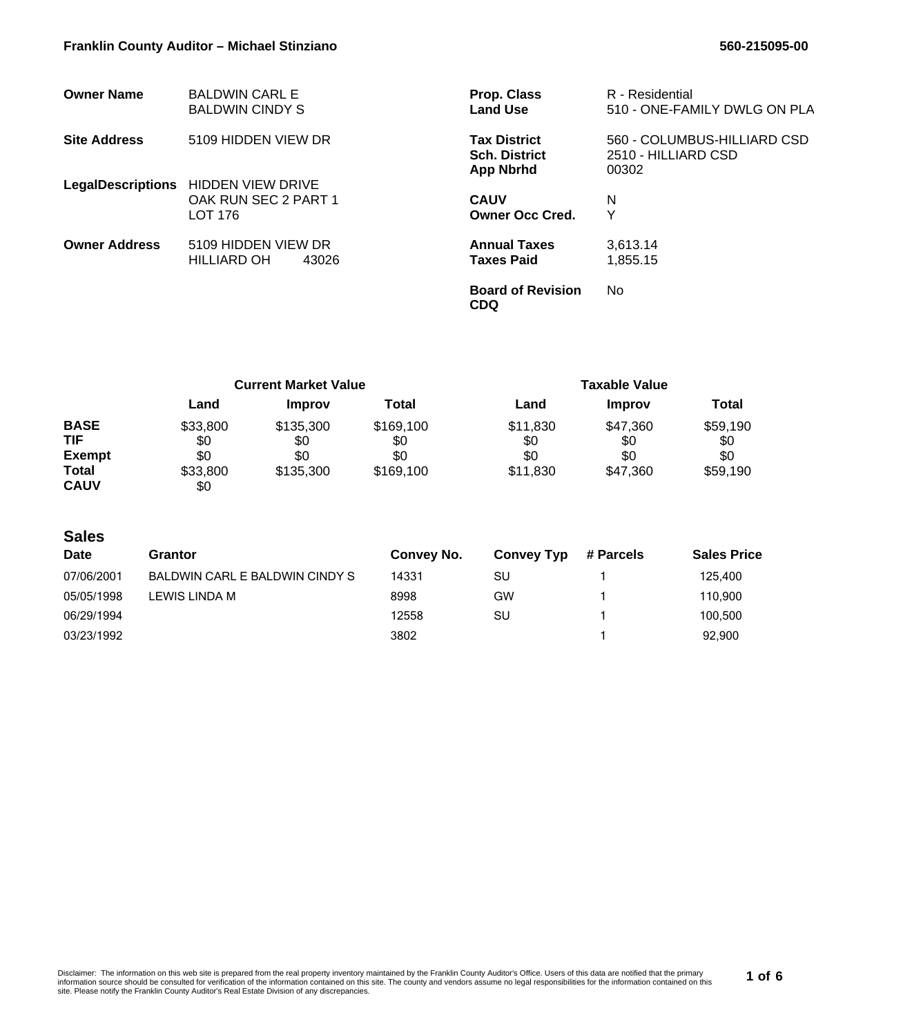**Franklin County Auditor – Michael Stinziano** **560-215095-00**

| | | | |
|---|---|---|---|
| **Owner Name** | BALDWIN CARL E<br>BALDWIN CINDY S | **Prop. Class**<br>**Land Use** | R - Residential<br>510 - ONE-FAMILY DWLG ON PLA |
| **Site Address** | 5109 HIDDEN VIEW DR | **Tax District**<br>**Sch. District**<br>**App Nbrhd** | 560 - COLUMBUS-HILLIARD CSD<br>2510 - HILLIARD CSD<br>00302 |
| **LegalDescriptions** | HIDDEN VIEW DRIVE<br>OAK RUN SEC 2 PART 1<br>LOT 176 | **CAUV**<br>**Owner Occ Cred.** | N<br>Y |
| **Owner Address** | 5109 HIDDEN VIEW DR<br>HILLIARD OH 43026 | **Annual Taxes**<br>**Taxes Paid** | 3,613.14<br>1,855.15 |
| | | **Board of Revision**<br>**CDQ** | No |

| | Current Market Value | | | Taxable Value | | |
|---|---|---|---|---|---|---|
| | **Land** | **Improv** | **Total** | **Land** | **Improv** | **Total** |
| **BASE** | $33,800 | $135,300 | $169,100 | $11,830 | $47,360 | $59,190 |
| **TIF** | $0 | $0 | $0 | $0 | $0 | $0 |
| **Exempt** | $0 | $0 | $0 | $0 | $0 | $0 |
| **Total** | $33,800 | $135,300 | $169,100 | $11,830 | $47,360 | $59,190 |
| **CAUV** | $0 | | | | | |

## Sales

| Date | Grantor | Convey No. | Convey Typ | # Parcels | Sales Price |
|---|---|---|---|---|---|
| 07/06/2001 | BALDWIN CARL E BALDWIN CINDY S | 14331 | SU | 1 | 125,400 |
| 05/05/1998 | LEWIS LINDA M | 8998 | GW | 1 | 110,900 |
| 06/29/1994 | | 12558 | SU | 1 | 100,500 |
| 03/23/1992 | | 3802 | | 1 | 92,900 |

Disclaimer: The information on this web site is prepared from the real property inventory maintained by the Franklin County Auditor's Office. Users of this data are notified that the primary information source should be consulted for verification of the information contained on this site. The county and vendors assume no legal responsibilities for the information contained on this site. Please notify the Franklin County Auditor's Real Estate Division of any discrepancies.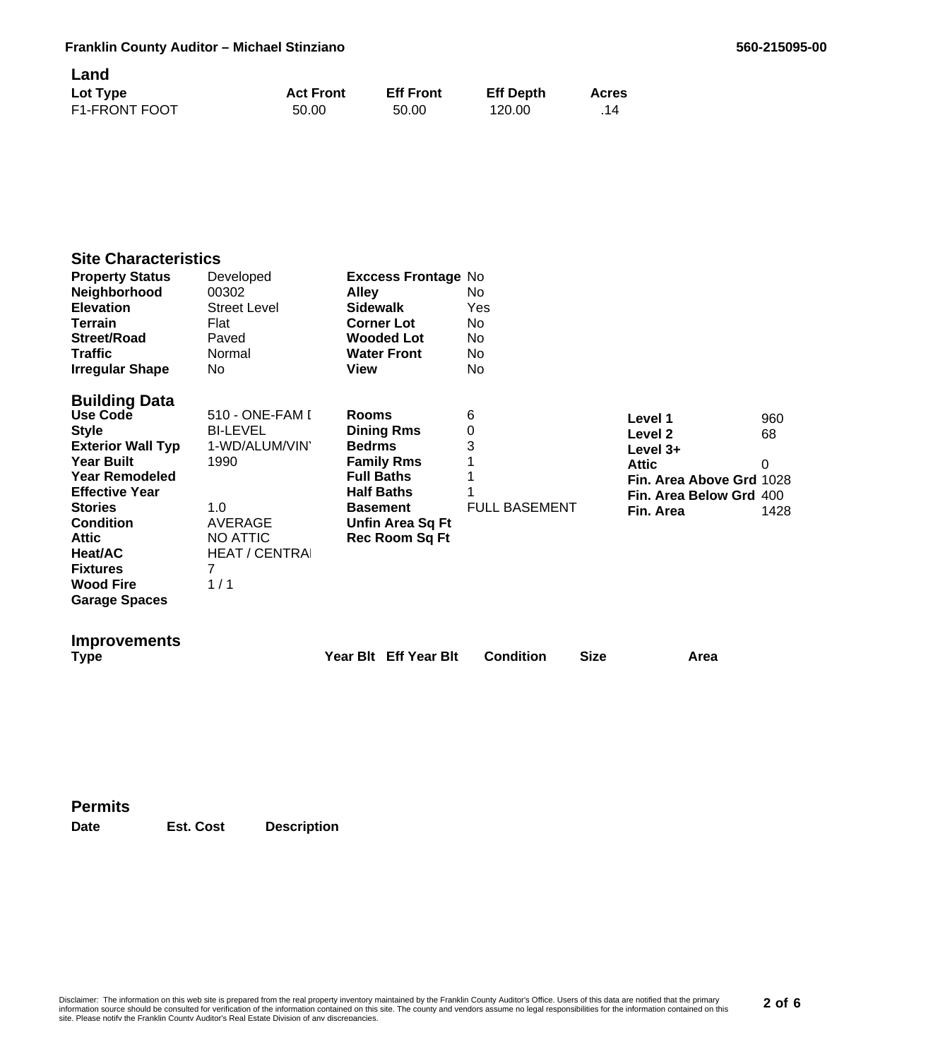## Land

| Lot Type | Act Front | Eff Front | Eff Depth | Acres |
|---|---|---|---|---|
| F1-FRONT FOOT | 50.00 | 50.00 | 120.00 | .14 |

## Site Characteristics

| | | | |
|---|---|---|---|
| **Property Status** | Developed | **Exccess Frontage** | No |
| **Neighborhood** | 00302 | **Alley** | No |
| **Elevation** | Street Level | **Sidewalk** | Yes |
| **Terrain** | Flat | **Corner Lot** | No |
| **Street/Road** | Paved | **Wooded Lot** | No |
| **Traffic** | Normal | **Water Front** | No |
| **Irregular Shape** | No | **View** | No |

## Building Data

| | | | | | |
|---|---|---|---|---|---|
| **Use Code** | 510 - ONE-FAM I | **Rooms** | 6 | **Level 1** | 960 |
| **Style** | BI-LEVEL | **Dining Rms** | 0 | **Level 2** | 68 |
| **Exterior Wall Typ** | 1-WD/ALUM/VIN | **Bedrms** | 3 | **Level 3+** | |
| **Year Built** | 1990 | **Family Rms** | 1 | **Attic** | 0 |
| **Year Remodeled** | | **Full Baths** | 1 | **Fin. Area Above Grd** | 1028 |
| **Effective Year** | | **Half Baths** | 1 | **Fin. Area Below Grd** | 400 |
| **Stories** | 1.0 | **Basement** | FULL BASEMENT | **Fin. Area** | 1428 |
| **Condition** | AVERAGE | **Unfin Area Sq Ft** | | | |
| **Attic** | NO ATTIC | **Rec Room Sq Ft** | | | |
| **Heat/AC** | HEAT / CENTRAI | | | | |
| **Fixtures** | 7 | | | | |
| **Wood Fire** | 1 / 1 | | | | |
| **Garage Spaces** | | | | | |

## Improvements

| Type | Year Blt | Eff Year Blt | Condition | Size | Area |
|---|---|---|---|---|---|

## Permits

| Date | Est. Cost | Description |
|---|---|---|

Disclaimer: The information on this web site is prepared from the real property inventory maintained by the Franklin County Auditor's Office. Users of this data are notified that the primary information source should be consulted for verification of the information contained on this site. The county and vendors assume no legal responsibilities for the information contained on this site. Please notify the Franklin County Auditor's Real Estate Division of any discrepancies.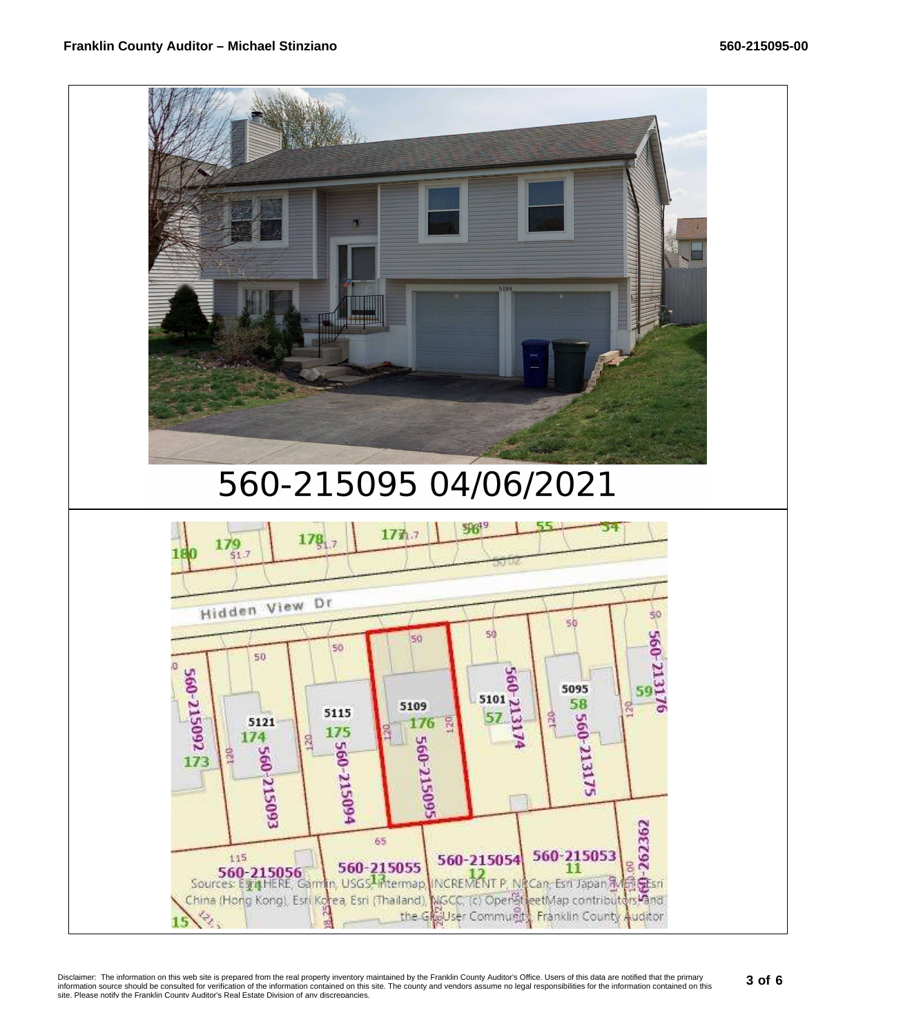560-215095 04/06/2021

Disclaimer: The information on this web site is prepared from the real property inventory maintained by the Franklin County Auditor's Office. Users of this data are notified that the primary information source should be consulted for verification of the information contained on this site. The county and vendors assume no legal responsibilities for the information contained on this site. Please notify the Franklin County Auditor's Real Estate Division of any discrepancies.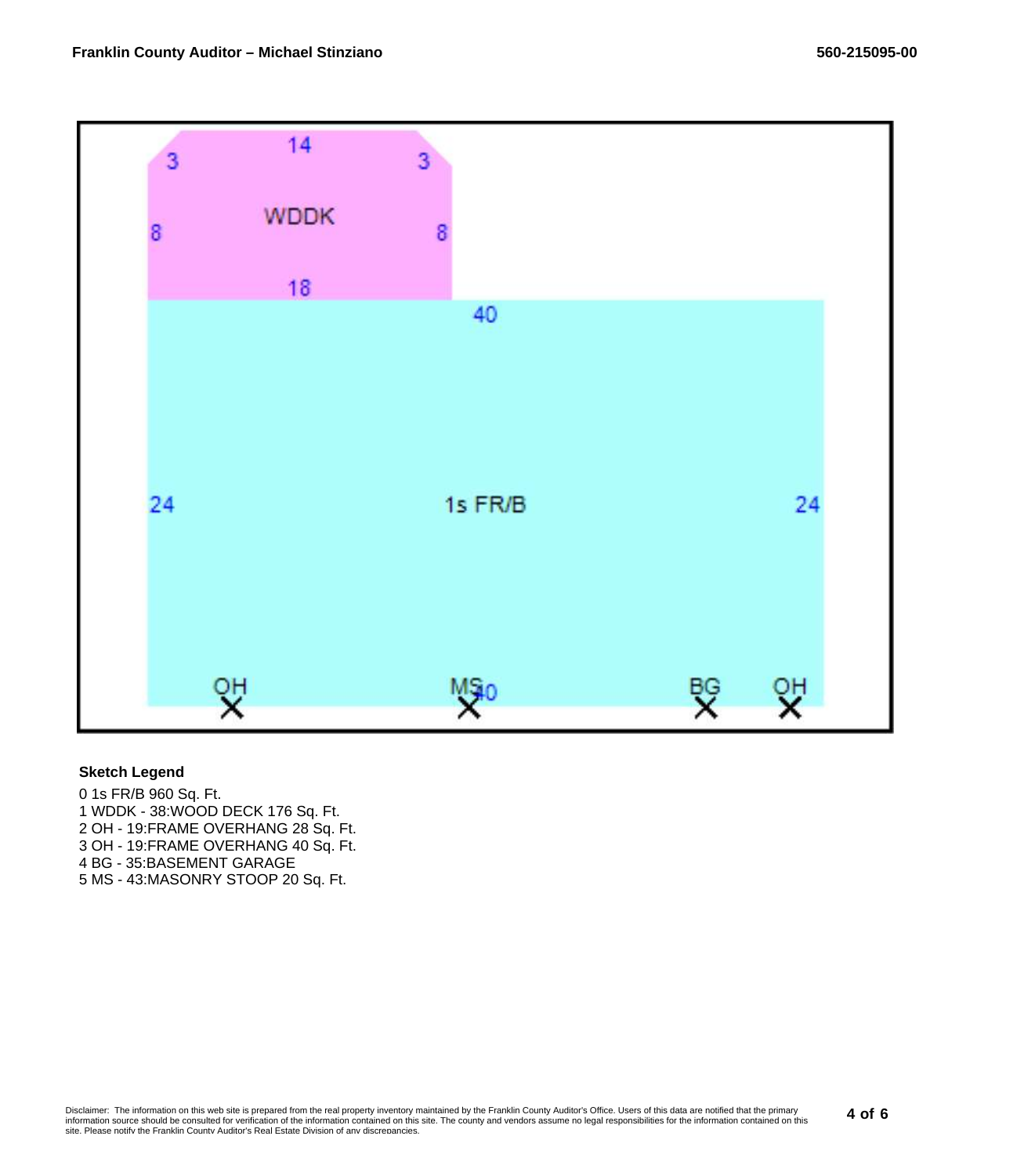WDDK

1s FR/B

OH MS BG OH

**Sketch Legend**

0 1s FR/B 960 Sq. Ft.
1 WDDK - 38:WOOD DECK 176 Sq. Ft.
2 OH - 19:FRAME OVERHANG 28 Sq. Ft.
3 OH - 19:FRAME OVERHANG 40 Sq. Ft.
4 BG - 35:BASEMENT GARAGE
5 MS - 43:MASONRY STOOP 20 Sq. Ft.

Disclaimer: The information on this web site is prepared from the real property inventory maintained by the Franklin County Auditor's Office. Users of this data are notified that the primary information source should be consulted for verification of the information contained on this site. The county and vendors assume no legal responsibilities for the information contained on this site. Please notify the Franklin County Auditor's Real Estate Division of any discrepancies.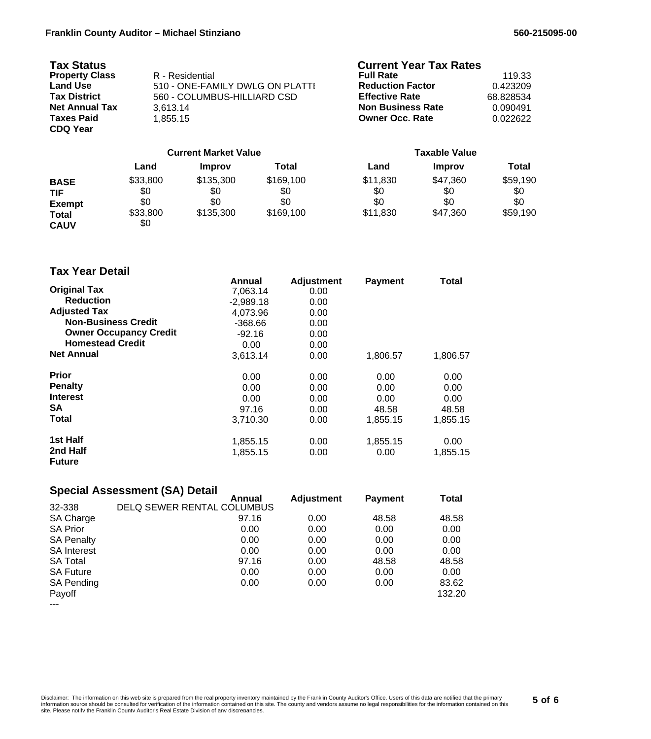## Tax Status

| | |
|---|---|
| **Property Class** | R - Residential |
| **Land Use** | 510 - ONE-FAMILY DWLG ON PLATTI |
| **Tax District** | 560 - COLUMBUS-HILLIARD CSD |
| **Net Annual Tax** | 3,613.14 |
| **Taxes Paid** | 1,855.15 |
| **CDQ Year** | |

## Current Year Tax Rates

| | |
|---|---|
| **Full Rate** | 119.33 |
| **Reduction Factor** | 0.423209 |
| **Effective Rate** | 68.828534 |
| **Non Business Rate** | 0.090491 |
| **Owner Occ. Rate** | 0.022622 |

| | Current Market Value | | | Taxable Value | | |
|---|---|---|---|---|---|---|
| | **Land** | **Improv** | **Total** | **Land** | **Improv** | **Total** |
| **BASE** | $33,800 | $135,300 | $169,100 | $11,830 | $47,360 | $59,190 |
| **TIF** | $0 | $0 | $0 | $0 | $0 | $0 |
| **Exempt** | $0 | $0 | $0 | $0 | $0 | $0 |
| **Total** | $33,800 | $135,300 | $169,100 | $11,830 | $47,360 | $59,190 |
| **CAUV** | $0 | | | | | |

## Tax Year Detail

| | Annual | Adjustment | Payment | Total |
|---|---|---|---|---|
| **Original Tax** | 7,063.14 | 0.00 | | |
| **Reduction** | -2,989.18 | 0.00 | | |
| **Adjusted Tax** | 4,073.96 | 0.00 | | |
| **Non-Business Credit** | -368.66 | 0.00 | | |
| **Owner Occupancy Credit** | -92.16 | 0.00 | | |
| **Homestead Credit** | 0.00 | 0.00 | | |
| **Net Annual** | 3,613.14 | 0.00 | 1,806.57 | 1,806.57 |
| **Prior** | 0.00 | 0.00 | 0.00 | 0.00 |
| **Penalty** | 0.00 | 0.00 | 0.00 | 0.00 |
| **Interest** | 0.00 | 0.00 | 0.00 | 0.00 |
| **SA** | 97.16 | 0.00 | 48.58 | 48.58 |
| **Total** | 3,710.30 | 0.00 | 1,855.15 | 1,855.15 |
| **1st Half** | 1,855.15 | 0.00 | 1,855.15 | 0.00 |
| **2nd Half** | 1,855.15 | 0.00 | 0.00 | 1,855.15 |
| **Future** | | | | |

## Special Assessment (SA) Detail

32-338 DELQ SEWER RENTAL COLUMBUS

| | Annual | Adjustment | Payment | Total |
|---|---|---|---|---|
| SA Charge | 97.16 | 0.00 | 48.58 | 48.58 |
| SA Prior | 0.00 | 0.00 | 0.00 | 0.00 |
| SA Penalty | 0.00 | 0.00 | 0.00 | 0.00 |
| SA Interest | 0.00 | 0.00 | 0.00 | 0.00 |
| SA Total | 97.16 | 0.00 | 48.58 | 48.58 |
| SA Future | 0.00 | 0.00 | 0.00 | 0.00 |
| SA Pending | 0.00 | 0.00 | 0.00 | 83.62 |
| Payoff | | | | 132.20 |

---

Disclaimer: The information on this web site is prepared from the real property inventory maintained by the Franklin County Auditor's Office. Users of this data are notified that the primary information source should be consulted for verification of the information contained on this site. The county and vendors assume no legal responsibilities for the information contained on this site. Please notify the Franklin County Auditor's Real Estate Division of any discrepancies.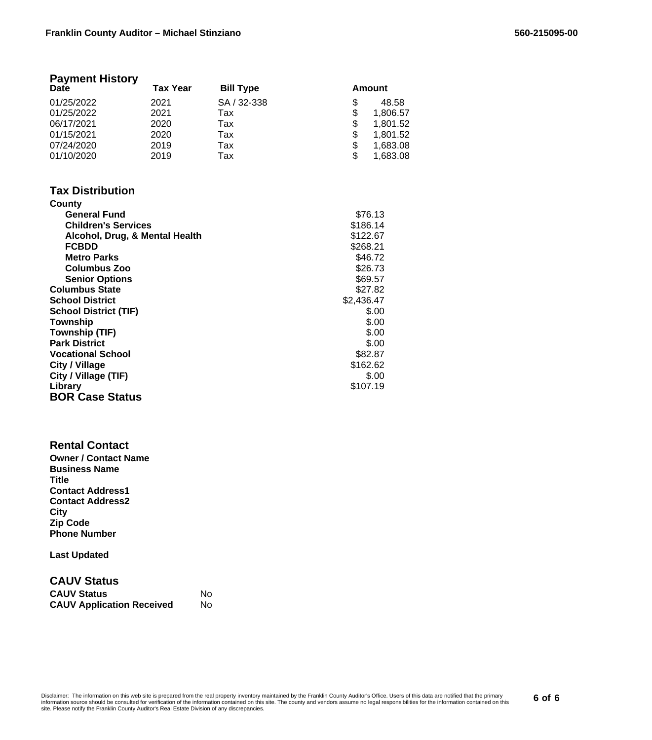## Payment History

| Date | Tax Year | Bill Type | Amount |
|---|---|---|---|
| 01/25/2022 | 2021 | SA / 32-338 | $ 48.58 |
| 01/25/2022 | 2021 | Tax | $ 1,806.57 |
| 06/17/2021 | 2020 | Tax | $ 1,801.52 |
| 01/15/2021 | 2020 | Tax | $ 1,801.52 |
| 07/24/2020 | 2019 | Tax | $ 1,683.08 |
| 01/10/2020 | 2019 | Tax | $ 1,683.08 |

## Tax Distribution

| | |
|---|---|
| **County** | |
| **General Fund** | $76.13 |
| **Children's Services** | $186.14 |
| **Alcohol, Drug, & Mental Health** | $122.67 |
| **FCBDD** | $268.21 |
| **Metro Parks** | $46.72 |
| **Columbus Zoo** | $26.73 |
| **Senior Options** | $69.57 |
| **Columbus State** | $27.82 |
| **School District** | $2,436.47 |
| **School District (TIF)** | $.00 |
| **Township** | $.00 |
| **Township (TIF)** | $.00 |
| **Park District** | $.00 |
| **Vocational School** | $82.87 |
| **City / Village** | $162.62 |
| **City / Village (TIF)** | $.00 |
| **Library** | $107.19 |

## BOR Case Status

## Rental Contact

**Owner / Contact Name**
**Business Name**
**Title**
**Contact Address1**
**Contact Address2**
**City**
**Zip Code**
**Phone Number**

**Last Updated**

## CAUV Status

| | |
|---|---|
| **CAUV Status** | No |
| **CAUV Application Received** | No |

Disclaimer: The information on this web site is prepared from the real property inventory maintained by the Franklin County Auditor's Office. Users of this data are notified that the primary information source should be consulted for verification of the information contained on this site. The county and vendors assume no legal responsibilities for the information contained on this site. Please notify the Franklin County Auditor's Real Estate Division of any discrepancies.